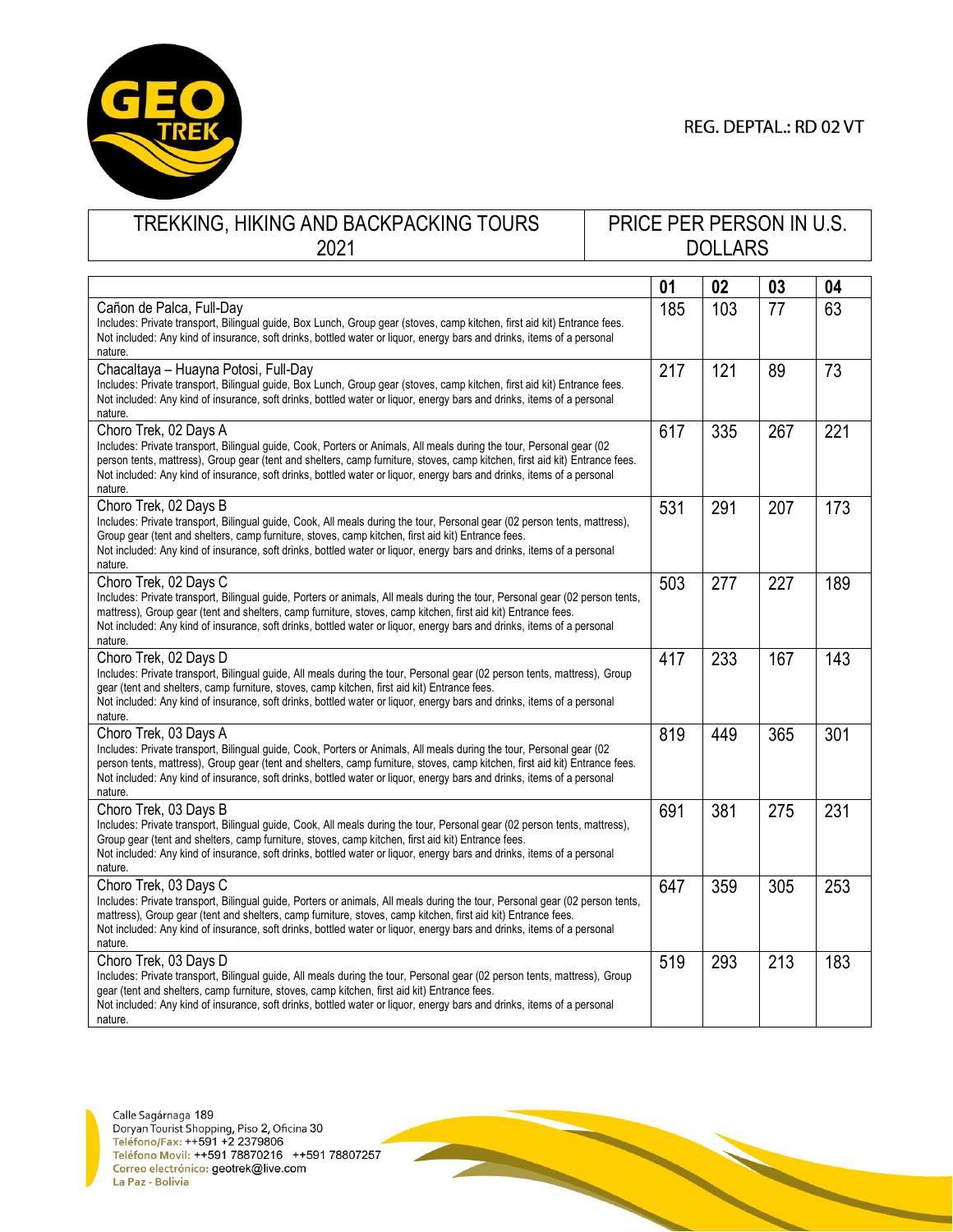REG. DEPTAL.: RD 02 VT

| TREKKING, HIKING AND BACKPACKING TOURS 2021 | PRICE PER PERSON IN U.S. DOLLARS |
|---|---|

| | 01 | 02 | 03 | 04 |
|---|---|---|---|---|
| Cañon de Palca, Full-Day<br>Includes: Private transport, Bilingual guide, Box Lunch, Group gear (stoves, camp kitchen, first aid kit) Entrance fees.<br>Not included: Any kind of insurance, soft drinks, bottled water or liquor, energy bars and drinks, items of a personal nature. | 185 | 103 | 77 | 63 |
| Chacaltaya – Huayna Potosi, Full-Day<br>Includes: Private transport, Bilingual guide, Box Lunch, Group gear (stoves, camp kitchen, first aid kit) Entrance fees.<br>Not included: Any kind of insurance, soft drinks, bottled water or liquor, energy bars and drinks, items of a personal nature. | 217 | 121 | 89 | 73 |
| Choro Trek, 02 Days A<br>Includes: Private transport, Bilingual guide, Cook, Porters or Animals, All meals during the tour, Personal gear (02 person tents, mattress), Group gear (tent and shelters, camp furniture, stoves, camp kitchen, first aid kit) Entrance fees.<br>Not included: Any kind of insurance, soft drinks, bottled water or liquor, energy bars and drinks, items of a personal nature. | 617 | 335 | 267 | 221 |
| Choro Trek, 02 Days B<br>Includes: Private transport, Bilingual guide, Cook, All meals during the tour, Personal gear (02 person tents, mattress), Group gear (tent and shelters, camp furniture, stoves, camp kitchen, first aid kit) Entrance fees.<br>Not included: Any kind of insurance, soft drinks, bottled water or liquor, energy bars and drinks, items of a personal nature. | 531 | 291 | 207 | 173 |
| Choro Trek, 02 Days C<br>Includes: Private transport, Bilingual guide, Porters or animals, All meals during the tour, Personal gear (02 person tents, mattress), Group gear (tent and shelters, camp furniture, stoves, camp kitchen, first aid kit) Entrance fees.<br>Not included: Any kind of insurance, soft drinks, bottled water or liquor, energy bars and drinks, items of a personal nature. | 503 | 277 | 227 | 189 |
| Choro Trek, 02 Days D<br>Includes: Private transport, Bilingual guide, All meals during the tour, Personal gear (02 person tents, mattress), Group gear (tent and shelters, camp furniture, stoves, camp kitchen, first aid kit) Entrance fees.<br>Not included: Any kind of insurance, soft drinks, bottled water or liquor, energy bars and drinks, items of a personal nature. | 417 | 233 | 167 | 143 |
| Choro Trek, 03 Days A<br>Includes: Private transport, Bilingual guide, Cook, Porters or Animals, All meals during the tour, Personal gear (02 person tents, mattress), Group gear (tent and shelters, camp furniture, stoves, camp kitchen, first aid kit) Entrance fees.<br>Not included: Any kind of insurance, soft drinks, bottled water or liquor, energy bars and drinks, items of a personal nature. | 819 | 449 | 365 | 301 |
| Choro Trek, 03 Days B<br>Includes: Private transport, Bilingual guide, Cook, All meals during the tour, Personal gear (02 person tents, mattress), Group gear (tent and shelters, camp furniture, stoves, camp kitchen, first aid kit) Entrance fees.<br>Not included: Any kind of insurance, soft drinks, bottled water or liquor, energy bars and drinks, items of a personal nature. | 691 | 381 | 275 | 231 |
| Choro Trek, 03 Days C<br>Includes: Private transport, Bilingual guide, Porters or animals, All meals during the tour, Personal gear (02 person tents, mattress), Group gear (tent and shelters, camp furniture, stoves, camp kitchen, first aid kit) Entrance fees.<br>Not included: Any kind of insurance, soft drinks, bottled water or liquor, energy bars and drinks, items of a personal nature. | 647 | 359 | 305 | 253 |
| Choro Trek, 03 Days D<br>Includes: Private transport, Bilingual guide, All meals during the tour, Personal gear (02 person tents, mattress), Group gear (tent and shelters, camp furniture, stoves, camp kitchen, first aid kit) Entrance fees.<br>Not included: Any kind of insurance, soft drinks, bottled water or liquor, energy bars and drinks, items of a personal nature. | 519 | 293 | 213 | 183 |

Calle Sagárnaga 189
Doryan Tourist Shopping, Piso 2, Oficina 30
Teléfono/Fax: ++591 +2 2379806
Teléfono Movil: ++591 78870216 ++591 78807257
Correo electrónico: geotrek@live.com
La Paz - Bolivia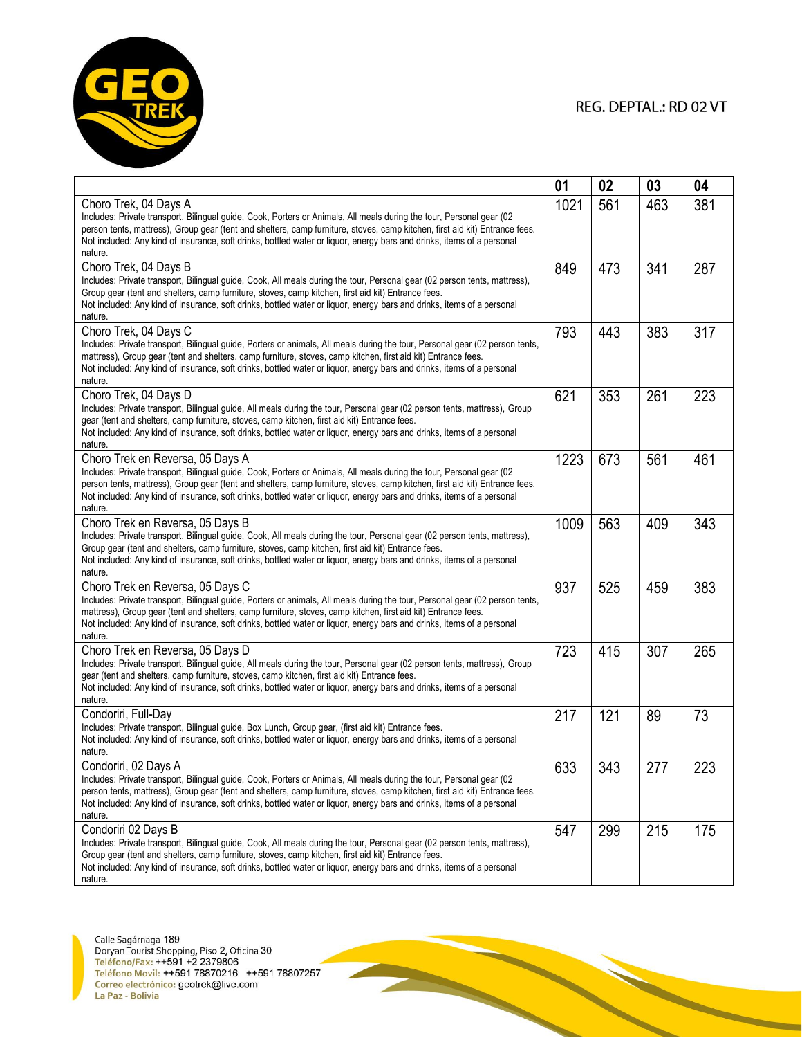REG. DEPTAL.: RD 02 VT

| | 01 | 02 | 03 | 04 |
|---|---|---|---|---|
| Choro Trek, 04 Days A<br>Includes: Private transport, Bilingual guide, Cook, Porters or Animals, All meals during the tour, Personal gear (02 person tents, mattress), Group gear (tent and shelters, camp furniture, stoves, camp kitchen, first aid kit) Entrance fees.<br>Not included: Any kind of insurance, soft drinks, bottled water or liquor, energy bars and drinks, items of a personal nature. | 1021 | 561 | 463 | 381 |
| Choro Trek, 04 Days B<br>Includes: Private transport, Bilingual guide, Cook, All meals during the tour, Personal gear (02 person tents, mattress), Group gear (tent and shelters, camp furniture, stoves, camp kitchen, first aid kit) Entrance fees.<br>Not included: Any kind of insurance, soft drinks, bottled water or liquor, energy bars and drinks, items of a personal nature. | 849 | 473 | 341 | 287 |
| Choro Trek, 04 Days C<br>Includes: Private transport, Bilingual guide, Porters or animals, All meals during the tour, Personal gear (02 person tents, mattress), Group gear (tent and shelters, camp furniture, stoves, camp kitchen, first aid kit) Entrance fees.<br>Not included: Any kind of insurance, soft drinks, bottled water or liquor, energy bars and drinks, items of a personal nature. | 793 | 443 | 383 | 317 |
| Choro Trek, 04 Days D<br>Includes: Private transport, Bilingual guide, All meals during the tour, Personal gear (02 person tents, mattress), Group gear (tent and shelters, camp furniture, stoves, camp kitchen, first aid kit) Entrance fees.<br>Not included: Any kind of insurance, soft drinks, bottled water or liquor, energy bars and drinks, items of a personal nature. | 621 | 353 | 261 | 223 |
| Choro Trek en Reversa, 05 Days A<br>Includes: Private transport, Bilingual guide, Cook, Porters or Animals, All meals during the tour, Personal gear (02 person tents, mattress), Group gear (tent and shelters, camp furniture, stoves, camp kitchen, first aid kit) Entrance fees.<br>Not included: Any kind of insurance, soft drinks, bottled water or liquor, energy bars and drinks, items of a personal nature. | 1223 | 673 | 561 | 461 |
| Choro Trek en Reversa, 05 Days B<br>Includes: Private transport, Bilingual guide, Cook, All meals during the tour, Personal gear (02 person tents, mattress), Group gear (tent and shelters, camp furniture, stoves, camp kitchen, first aid kit) Entrance fees.<br>Not included: Any kind of insurance, soft drinks, bottled water or liquor, energy bars and drinks, items of a personal nature. | 1009 | 563 | 409 | 343 |
| Choro Trek en Reversa, 05 Days C<br>Includes: Private transport, Bilingual guide, Porters or animals, All meals during the tour, Personal gear (02 person tents, mattress), Group gear (tent and shelters, camp furniture, stoves, camp kitchen, first aid kit) Entrance fees.<br>Not included: Any kind of insurance, soft drinks, bottled water or liquor, energy bars and drinks, items of a personal nature. | 937 | 525 | 459 | 383 |
| Choro Trek en Reversa, 05 Days D<br>Includes: Private transport, Bilingual guide, All meals during the tour, Personal gear (02 person tents, mattress), Group gear (tent and shelters, camp furniture, stoves, camp kitchen, first aid kit) Entrance fees.<br>Not included: Any kind of insurance, soft drinks, bottled water or liquor, energy bars and drinks, items of a personal nature. | 723 | 415 | 307 | 265 |
| Condoriri, Full-Day<br>Includes: Private transport, Bilingual guide, Box Lunch, Group gear, (first aid kit) Entrance fees.<br>Not included: Any kind of insurance, soft drinks, bottled water or liquor, energy bars and drinks, items of a personal nature. | 217 | 121 | 89 | 73 |
| Condoriri, 02 Days A<br>Includes: Private transport, Bilingual guide, Cook, Porters or Animals, All meals during the tour, Personal gear (02 person tents, mattress), Group gear (tent and shelters, camp furniture, stoves, camp kitchen, first aid kit) Entrance fees.<br>Not included: Any kind of insurance, soft drinks, bottled water or liquor, energy bars and drinks, items of a personal nature. | 633 | 343 | 277 | 223 |
| Condoriri 02 Days B<br>Includes: Private transport, Bilingual guide, Cook, All meals during the tour, Personal gear (02 person tents, mattress), Group gear (tent and shelters, camp furniture, stoves, camp kitchen, first aid kit) Entrance fees.<br>Not included: Any kind of insurance, soft drinks, bottled water or liquor, energy bars and drinks, items of a personal nature. | 547 | 299 | 215 | 175 |

Calle Sagárnaga 189
Doryan Tourist Shopping, Piso 2, Oficina 30
Teléfono/Fax: ++591 +2 2379806
Teléfono Movil: ++591 78870216 ++591 78807257
Correo electrónico: geotrek@live.com
La Paz - Bolivia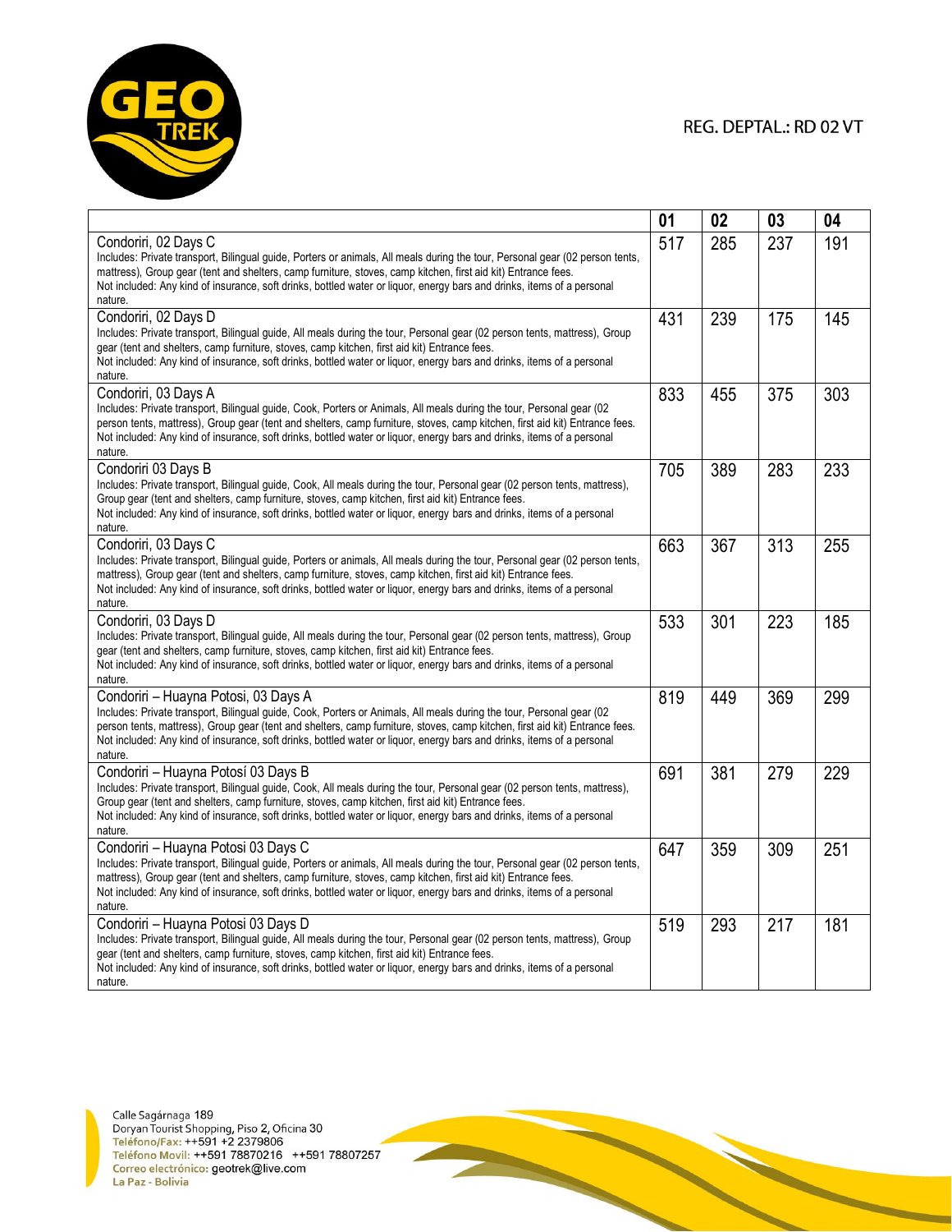GEO TREK

REG. DEPTAL.: RD 02 VT

| | 01 | 02 | 03 | 04 |
|---|---|---|---|---|
| Condoriri, 02 Days C<br>Includes: Private transport, Bilingual guide, Porters or animals, All meals during the tour, Personal gear (02 person tents, mattress), Group gear (tent and shelters, camp furniture, stoves, camp kitchen, first aid kit) Entrance fees.<br>Not included: Any kind of insurance, soft drinks, bottled water or liquor, energy bars and drinks, items of a personal nature. | 517 | 285 | 237 | 191 |
| Condoriri, 02 Days D<br>Includes: Private transport, Bilingual guide, All meals during the tour, Personal gear (02 person tents, mattress), Group gear (tent and shelters, camp furniture, stoves, camp kitchen, first aid kit) Entrance fees.<br>Not included: Any kind of insurance, soft drinks, bottled water or liquor, energy bars and drinks, items of a personal nature. | 431 | 239 | 175 | 145 |
| Condoriri, 03 Days A<br>Includes: Private transport, Bilingual guide, Cook, Porters or Animals, All meals during the tour, Personal gear (02 person tents, mattress), Group gear (tent and shelters, camp furniture, stoves, camp kitchen, first aid kit) Entrance fees.<br>Not included: Any kind of insurance, soft drinks, bottled water or liquor, energy bars and drinks, items of a personal nature. | 833 | 455 | 375 | 303 |
| Condoriri 03 Days B<br>Includes: Private transport, Bilingual guide, Cook, All meals during the tour, Personal gear (02 person tents, mattress), Group gear (tent and shelters, camp furniture, stoves, camp kitchen, first aid kit) Entrance fees.<br>Not included: Any kind of insurance, soft drinks, bottled water or liquor, energy bars and drinks, items of a personal nature. | 705 | 389 | 283 | 233 |
| Condoriri, 03 Days C<br>Includes: Private transport, Bilingual guide, Porters or animals, All meals during the tour, Personal gear (02 person tents, mattress), Group gear (tent and shelters, camp furniture, stoves, camp kitchen, first aid kit) Entrance fees.<br>Not included: Any kind of insurance, soft drinks, bottled water or liquor, energy bars and drinks, items of a personal nature. | 663 | 367 | 313 | 255 |
| Condoriri, 03 Days D<br>Includes: Private transport, Bilingual guide, All meals during the tour, Personal gear (02 person tents, mattress), Group gear (tent and shelters, camp furniture, stoves, camp kitchen, first aid kit) Entrance fees.<br>Not included: Any kind of insurance, soft drinks, bottled water or liquor, energy bars and drinks, items of a personal nature. | 533 | 301 | 223 | 185 |
| Condoriri – Huayna Potosi, 03 Days A<br>Includes: Private transport, Bilingual guide, Cook, Porters or Animals, All meals during the tour, Personal gear (02 person tents, mattress), Group gear (tent and shelters, camp furniture, stoves, camp kitchen, first aid kit) Entrance fees.<br>Not included: Any kind of insurance, soft drinks, bottled water or liquor, energy bars and drinks, items of a personal nature. | 819 | 449 | 369 | 299 |
| Condoriri – Huayna Potosí 03 Days B<br>Includes: Private transport, Bilingual guide, Cook, All meals during the tour, Personal gear (02 person tents, mattress), Group gear (tent and shelters, camp furniture, stoves, camp kitchen, first aid kit) Entrance fees.<br>Not included: Any kind of insurance, soft drinks, bottled water or liquor, energy bars and drinks, items of a personal nature. | 691 | 381 | 279 | 229 |
| Condoriri – Huayna Potosi 03 Days C<br>Includes: Private transport, Bilingual guide, Porters or animals, All meals during the tour, Personal gear (02 person tents, mattress), Group gear (tent and shelters, camp furniture, stoves, camp kitchen, first aid kit) Entrance fees.<br>Not included: Any kind of insurance, soft drinks, bottled water or liquor, energy bars and drinks, items of a personal nature. | 647 | 359 | 309 | 251 |
| Condoriri – Huayna Potosi 03 Days D<br>Includes: Private transport, Bilingual guide, All meals during the tour, Personal gear (02 person tents, mattress), Group gear (tent and shelters, camp furniture, stoves, camp kitchen, first aid kit) Entrance fees.<br>Not included: Any kind of insurance, soft drinks, bottled water or liquor, energy bars and drinks, items of a personal nature. | 519 | 293 | 217 | 181 |

Calle Sagárnaga 189
Doryan Tourist Shopping, Piso 2, Oficina 30
Teléfono/Fax: ++591 +2 2379806
Teléfono Movil: ++591 78870216 ++591 78807257
Correo electrónico: geotrek@live.com
La Paz - Bolivia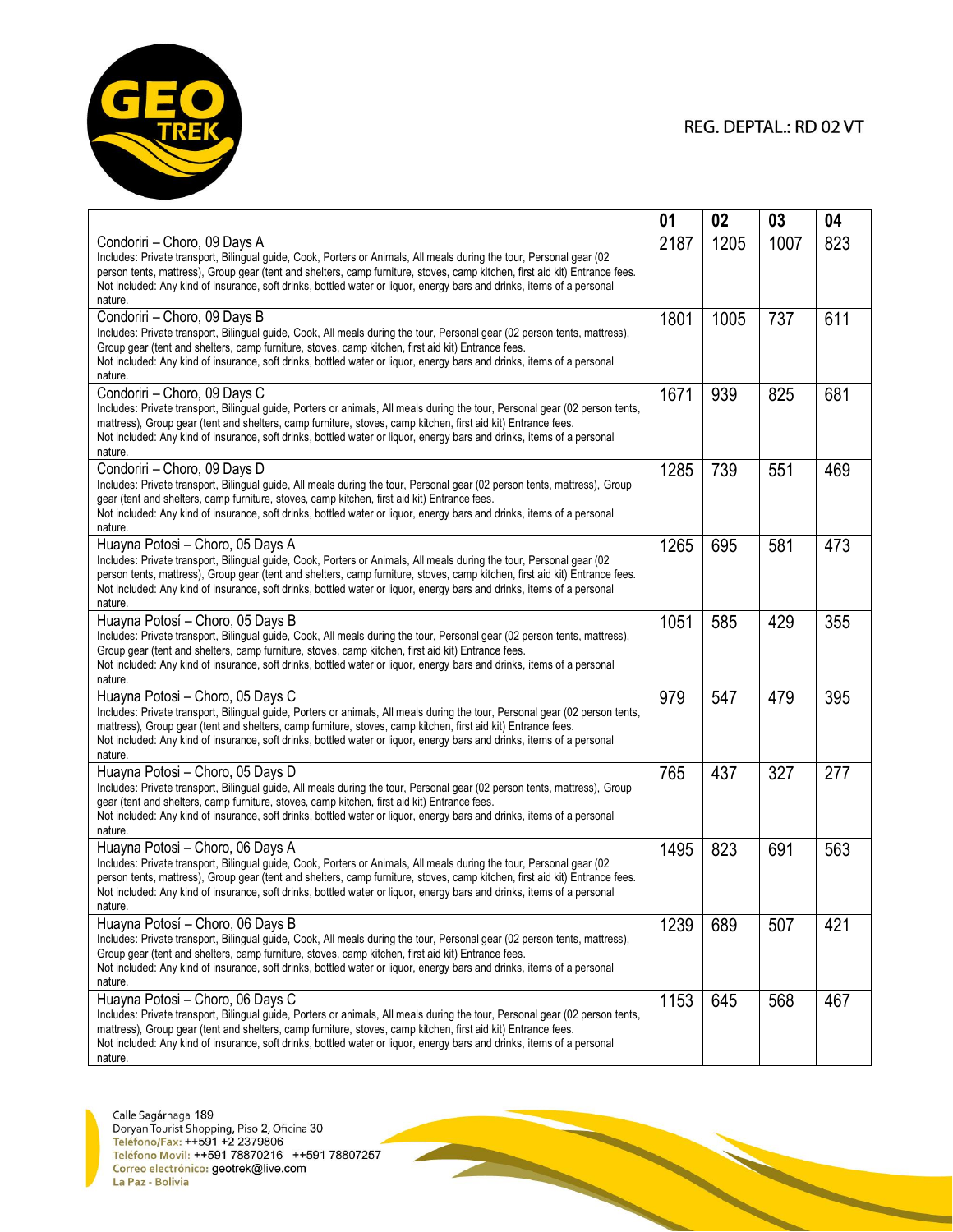REG. DEPTAL.: RD 02 VT

| | 01 | 02 | 03 | 04 |
|---|---|---|---|---|
| Condoriri – Choro, 09 Days A<br>Includes: Private transport, Bilingual guide, Cook, Porters or Animals, All meals during the tour, Personal gear (02 person tents, mattress), Group gear (tent and shelters, camp furniture, stoves, camp kitchen, first aid kit) Entrance fees.<br>Not included: Any kind of insurance, soft drinks, bottled water or liquor, energy bars and drinks, items of a personal nature. | 2187 | 1205 | 1007 | 823 |
| Condoriri – Choro, 09 Days B<br>Includes: Private transport, Bilingual guide, Cook, All meals during the tour, Personal gear (02 person tents, mattress), Group gear (tent and shelters, camp furniture, stoves, camp kitchen, first aid kit) Entrance fees.<br>Not included: Any kind of insurance, soft drinks, bottled water or liquor, energy bars and drinks, items of a personal nature. | 1801 | 1005 | 737 | 611 |
| Condoriri – Choro, 09 Days C<br>Includes: Private transport, Bilingual guide, Porters or animals, All meals during the tour, Personal gear (02 person tents, mattress), Group gear (tent and shelters, camp furniture, stoves, camp kitchen, first aid kit) Entrance fees.<br>Not included: Any kind of insurance, soft drinks, bottled water or liquor, energy bars and drinks, items of a personal nature. | 1671 | 939 | 825 | 681 |
| Condoriri – Choro, 09 Days D<br>Includes: Private transport, Bilingual guide, All meals during the tour, Personal gear (02 person tents, mattress), Group gear (tent and shelters, camp furniture, stoves, camp kitchen, first aid kit) Entrance fees.<br>Not included: Any kind of insurance, soft drinks, bottled water or liquor, energy bars and drinks, items of a personal nature. | 1285 | 739 | 551 | 469 |
| Huayna Potosi – Choro, 05 Days A<br>Includes: Private transport, Bilingual guide, Cook, Porters or Animals, All meals during the tour, Personal gear (02 person tents, mattress), Group gear (tent and shelters, camp furniture, stoves, camp kitchen, first aid kit) Entrance fees.<br>Not included: Any kind of insurance, soft drinks, bottled water or liquor, energy bars and drinks, items of a personal nature. | 1265 | 695 | 581 | 473 |
| Huayna Potosí – Choro, 05 Days B<br>Includes: Private transport, Bilingual guide, Cook, All meals during the tour, Personal gear (02 person tents, mattress), Group gear (tent and shelters, camp furniture, stoves, camp kitchen, first aid kit) Entrance fees.<br>Not included: Any kind of insurance, soft drinks, bottled water or liquor, energy bars and drinks, items of a personal nature. | 1051 | 585 | 429 | 355 |
| Huayna Potosi – Choro, 05 Days C<br>Includes: Private transport, Bilingual guide, Porters or animals, All meals during the tour, Personal gear (02 person tents, mattress), Group gear (tent and shelters, camp furniture, stoves, camp kitchen, first aid kit) Entrance fees.<br>Not included: Any kind of insurance, soft drinks, bottled water or liquor, energy bars and drinks, items of a personal nature. | 979 | 547 | 479 | 395 |
| Huayna Potosi – Choro, 05 Days D<br>Includes: Private transport, Bilingual guide, All meals during the tour, Personal gear (02 person tents, mattress), Group gear (tent and shelters, camp furniture, stoves, camp kitchen, first aid kit) Entrance fees.<br>Not included: Any kind of insurance, soft drinks, bottled water or liquor, energy bars and drinks, items of a personal nature. | 765 | 437 | 327 | 277 |
| Huayna Potosi – Choro, 06 Days A<br>Includes: Private transport, Bilingual guide, Cook, Porters or Animals, All meals during the tour, Personal gear (02 person tents, mattress), Group gear (tent and shelters, camp furniture, stoves, camp kitchen, first aid kit) Entrance fees.<br>Not included: Any kind of insurance, soft drinks, bottled water or liquor, energy bars and drinks, items of a personal nature. | 1495 | 823 | 691 | 563 |
| Huayna Potosí – Choro, 06 Days B<br>Includes: Private transport, Bilingual guide, Cook, All meals during the tour, Personal gear (02 person tents, mattress), Group gear (tent and shelters, camp furniture, stoves, camp kitchen, first aid kit) Entrance fees.<br>Not included: Any kind of insurance, soft drinks, bottled water or liquor, energy bars and drinks, items of a personal nature. | 1239 | 689 | 507 | 421 |
| Huayna Potosi – Choro, 06 Days C<br>Includes: Private transport, Bilingual guide, Porters or animals, All meals during the tour, Personal gear (02 person tents, mattress), Group gear (tent and shelters, camp furniture, stoves, camp kitchen, first aid kit) Entrance fees.<br>Not included: Any kind of insurance, soft drinks, bottled water or liquor, energy bars and drinks, items of a personal nature. | 1153 | 645 | 568 | 467 |

Calle Sagárnaga 189
Doryan Tourist Shopping, Piso 2, Oficina 30
Teléfono/Fax: ++591 +2 2379806
Teléfono Movil: ++591 78870216 ++591 78807257
Correo electrónico: geotrek@live.com
La Paz - Bolivia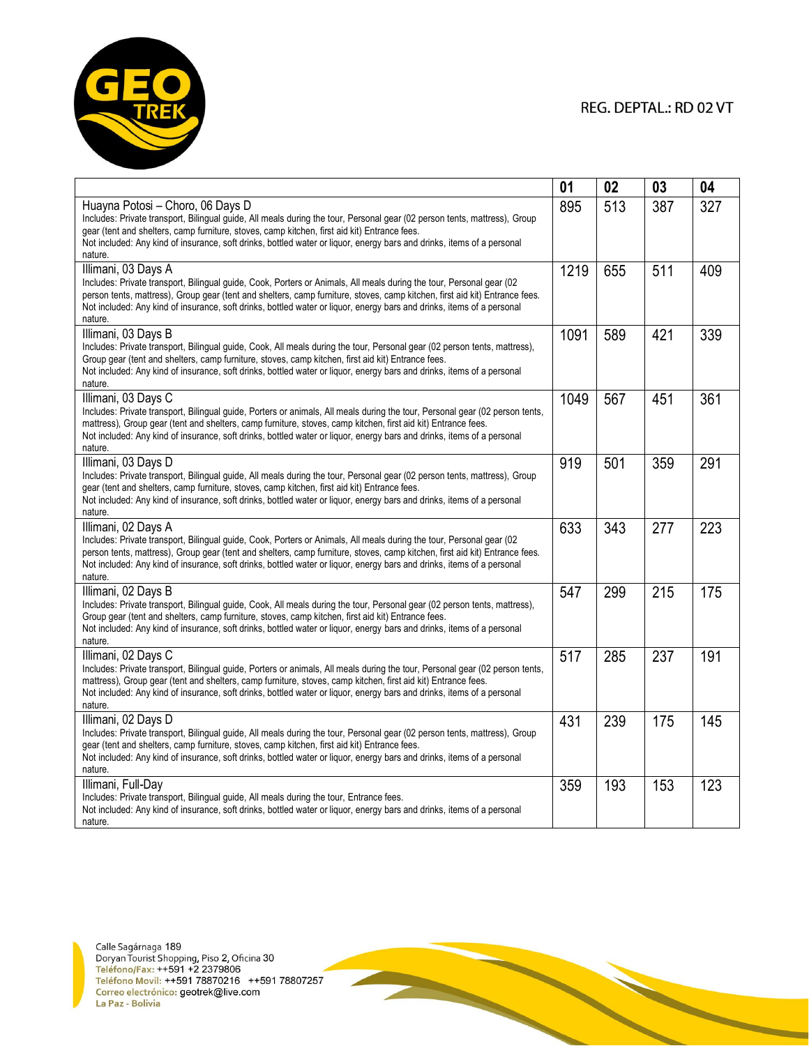REG. DEPTAL.: RD 02 VT

| | 01 | 02 | 03 | 04 |
|---|---|---|---|---|
| Huayna Potosi – Choro, 06 Days D<br>Includes: Private transport, Bilingual guide, All meals during the tour, Personal gear (02 person tents, mattress), Group gear (tent and shelters, camp furniture, stoves, camp kitchen, first aid kit) Entrance fees.<br>Not included: Any kind of insurance, soft drinks, bottled water or liquor, energy bars and drinks, items of a personal nature. | 895 | 513 | 387 | 327 |
| Illimani, 03 Days A<br>Includes: Private transport, Bilingual guide, Cook, Porters or Animals, All meals during the tour, Personal gear (02 person tents, mattress), Group gear (tent and shelters, camp furniture, stoves, camp kitchen, first aid kit) Entrance fees.<br>Not included: Any kind of insurance, soft drinks, bottled water or liquor, energy bars and drinks, items of a personal nature. | 1219 | 655 | 511 | 409 |
| Illimani, 03 Days B<br>Includes: Private transport, Bilingual guide, Cook, All meals during the tour, Personal gear (02 person tents, mattress), Group gear (tent and shelters, camp furniture, stoves, camp kitchen, first aid kit) Entrance fees.<br>Not included: Any kind of insurance, soft drinks, bottled water or liquor, energy bars and drinks, items of a personal nature. | 1091 | 589 | 421 | 339 |
| Illimani, 03 Days C<br>Includes: Private transport, Bilingual guide, Porters or animals, All meals during the tour, Personal gear (02 person tents, mattress), Group gear (tent and shelters, camp furniture, stoves, camp kitchen, first aid kit) Entrance fees.<br>Not included: Any kind of insurance, soft drinks, bottled water or liquor, energy bars and drinks, items of a personal nature. | 1049 | 567 | 451 | 361 |
| Illimani, 03 Days D<br>Includes: Private transport, Bilingual guide, All meals during the tour, Personal gear (02 person tents, mattress), Group gear (tent and shelters, camp furniture, stoves, camp kitchen, first aid kit) Entrance fees.<br>Not included: Any kind of insurance, soft drinks, bottled water or liquor, energy bars and drinks, items of a personal nature. | 919 | 501 | 359 | 291 |
| Illimani, 02 Days A<br>Includes: Private transport, Bilingual guide, Cook, Porters or Animals, All meals during the tour, Personal gear (02 person tents, mattress), Group gear (tent and shelters, camp furniture, stoves, camp kitchen, first aid kit) Entrance fees.<br>Not included: Any kind of insurance, soft drinks, bottled water or liquor, energy bars and drinks, items of a personal nature. | 633 | 343 | 277 | 223 |
| Illimani, 02 Days B<br>Includes: Private transport, Bilingual guide, Cook, All meals during the tour, Personal gear (02 person tents, mattress), Group gear (tent and shelters, camp furniture, stoves, camp kitchen, first aid kit) Entrance fees.<br>Not included: Any kind of insurance, soft drinks, bottled water or liquor, energy bars and drinks, items of a personal nature. | 547 | 299 | 215 | 175 |
| Illimani, 02 Days C<br>Includes: Private transport, Bilingual guide, Porters or animals, All meals during the tour, Personal gear (02 person tents, mattress), Group gear (tent and shelters, camp furniture, stoves, camp kitchen, first aid kit) Entrance fees.<br>Not included: Any kind of insurance, soft drinks, bottled water or liquor, energy bars and drinks, items of a personal nature. | 517 | 285 | 237 | 191 |
| Illimani, 02 Days D<br>Includes: Private transport, Bilingual guide, All meals during the tour, Personal gear (02 person tents, mattress), Group gear (tent and shelters, camp furniture, stoves, camp kitchen, first aid kit) Entrance fees.<br>Not included: Any kind of insurance, soft drinks, bottled water or liquor, energy bars and drinks, items of a personal nature. | 431 | 239 | 175 | 145 |
| Illimani, Full-Day<br>Includes: Private transport, Bilingual guide, All meals during the tour, Entrance fees.<br>Not included: Any kind of insurance, soft drinks, bottled water or liquor, energy bars and drinks, items of a personal nature. | 359 | 193 | 153 | 123 |

Calle Sagárnaga 189
Doryan Tourist Shopping, Piso 2, Oficina 30
Teléfono/Fax: ++591 +2 2379806
Teléfono Movil: ++591 78870216 ++591 78807257
Correo electrónico: geotrek@live.com
La Paz - Bolivia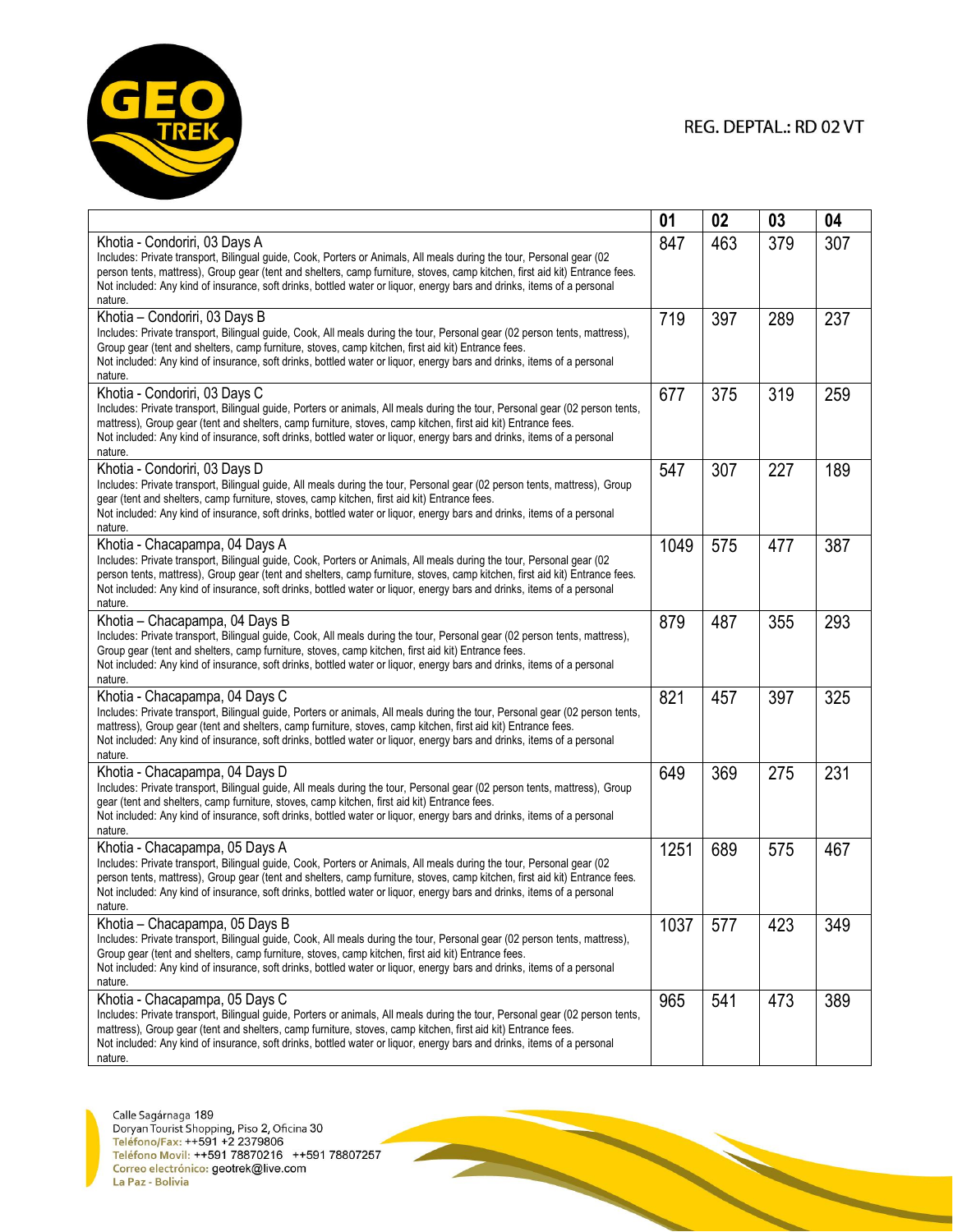GEO TREK

REG. DEPTAL.: RD 02 VT

| | 01 | 02 | 03 | 04 |
|---|---|---|---|---|
| Khotia - Condoriri, 03 Days A<br>Includes: Private transport, Bilingual guide, Cook, Porters or Animals, All meals during the tour, Personal gear (02 person tents, mattress), Group gear (tent and shelters, camp furniture, stoves, camp kitchen, first aid kit) Entrance fees.<br>Not included: Any kind of insurance, soft drinks, bottled water or liquor, energy bars and drinks, items of a personal nature. | 847 | 463 | 379 | 307 |
| Khotia – Condoriri, 03 Days B<br>Includes: Private transport, Bilingual guide, Cook, All meals during the tour, Personal gear (02 person tents, mattress), Group gear (tent and shelters, camp furniture, stoves, camp kitchen, first aid kit) Entrance fees.<br>Not included: Any kind of insurance, soft drinks, bottled water or liquor, energy bars and drinks, items of a personal nature. | 719 | 397 | 289 | 237 |
| Khotia - Condoriri, 03 Days C<br>Includes: Private transport, Bilingual guide, Porters or animals, All meals during the tour, Personal gear (02 person tents, mattress), Group gear (tent and shelters, camp furniture, stoves, camp kitchen, first aid kit) Entrance fees.<br>Not included: Any kind of insurance, soft drinks, bottled water or liquor, energy bars and drinks, items of a personal nature. | 677 | 375 | 319 | 259 |
| Khotia - Condoriri, 03 Days D<br>Includes: Private transport, Bilingual guide, All meals during the tour, Personal gear (02 person tents, mattress), Group gear (tent and shelters, camp furniture, stoves, camp kitchen, first aid kit) Entrance fees.<br>Not included: Any kind of insurance, soft drinks, bottled water or liquor, energy bars and drinks, items of a personal nature. | 547 | 307 | 227 | 189 |
| Khotia - Chacapampa, 04 Days A<br>Includes: Private transport, Bilingual guide, Cook, Porters or Animals, All meals during the tour, Personal gear (02 person tents, mattress), Group gear (tent and shelters, camp furniture, stoves, camp kitchen, first aid kit) Entrance fees.<br>Not included: Any kind of insurance, soft drinks, bottled water or liquor, energy bars and drinks, items of a personal nature. | 1049 | 575 | 477 | 387 |
| Khotia – Chacapampa, 04 Days B<br>Includes: Private transport, Bilingual guide, Cook, All meals during the tour, Personal gear (02 person tents, mattress), Group gear (tent and shelters, camp furniture, stoves, camp kitchen, first aid kit) Entrance fees.<br>Not included: Any kind of insurance, soft drinks, bottled water or liquor, energy bars and drinks, items of a personal nature. | 879 | 487 | 355 | 293 |
| Khotia - Chacapampa, 04 Days C<br>Includes: Private transport, Bilingual guide, Porters or animals, All meals during the tour, Personal gear (02 person tents, mattress), Group gear (tent and shelters, camp furniture, stoves, camp kitchen, first aid kit) Entrance fees.<br>Not included: Any kind of insurance, soft drinks, bottled water or liquor, energy bars and drinks, items of a personal nature. | 821 | 457 | 397 | 325 |
| Khotia - Chacapampa, 04 Days D<br>Includes: Private transport, Bilingual guide, All meals during the tour, Personal gear (02 person tents, mattress), Group gear (tent and shelters, camp furniture, stoves, camp kitchen, first aid kit) Entrance fees.<br>Not included: Any kind of insurance, soft drinks, bottled water or liquor, energy bars and drinks, items of a personal nature. | 649 | 369 | 275 | 231 |
| Khotia - Chacapampa, 05 Days A<br>Includes: Private transport, Bilingual guide, Cook, Porters or Animals, All meals during the tour, Personal gear (02 person tents, mattress), Group gear (tent and shelters, camp furniture, stoves, camp kitchen, first aid kit) Entrance fees.<br>Not included: Any kind of insurance, soft drinks, bottled water or liquor, energy bars and drinks, items of a personal nature. | 1251 | 689 | 575 | 467 |
| Khotia – Chacapampa, 05 Days B<br>Includes: Private transport, Bilingual guide, Cook, All meals during the tour, Personal gear (02 person tents, mattress), Group gear (tent and shelters, camp furniture, stoves, camp kitchen, first aid kit) Entrance fees.<br>Not included: Any kind of insurance, soft drinks, bottled water or liquor, energy bars and drinks, items of a personal nature. | 1037 | 577 | 423 | 349 |
| Khotia - Chacapampa, 05 Days C<br>Includes: Private transport, Bilingual guide, Porters or animals, All meals during the tour, Personal gear (02 person tents, mattress), Group gear (tent and shelters, camp furniture, stoves, camp kitchen, first aid kit) Entrance fees.<br>Not included: Any kind of insurance, soft drinks, bottled water or liquor, energy bars and drinks, items of a personal nature. | 965 | 541 | 473 | 389 |

Calle Sagárnaga 189
Doryan Tourist Shopping, Piso 2, Oficina 30
Teléfono/Fax: ++591 +2 2379806
Teléfono Movil: ++591 78870216 ++591 78807257
Correo electrónico: geotrek@live.com
La Paz - Bolivia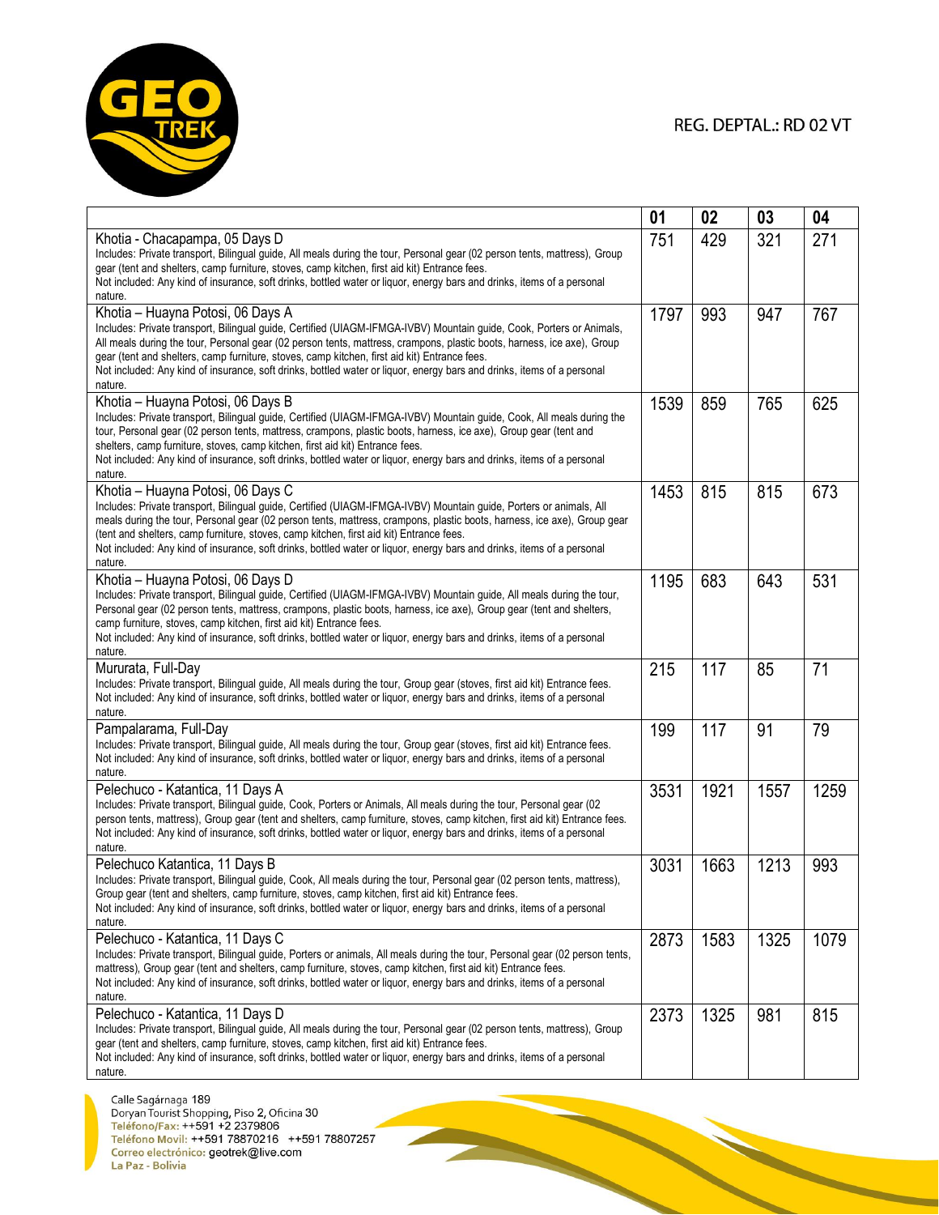REG. DEPTAL.: RD 02 VT

| | 01 | 02 | 03 | 04 |
|---|---|---|---|---|
| Khotia - Chacapampa, 05 Days D<br>Includes: Private transport, Bilingual guide, All meals during the tour, Personal gear (02 person tents, mattress), Group gear (tent and shelters, camp furniture, stoves, camp kitchen, first aid kit) Entrance fees.<br>Not included: Any kind of insurance, soft drinks, bottled water or liquor, energy bars and drinks, items of a personal nature. | 751 | 429 | 321 | 271 |
| Khotia – Huayna Potosi, 06 Days A<br>Includes: Private transport, Bilingual guide, Certified (UIAGM-IFMGA-IVBV) Mountain guide, Cook, Porters or Animals, All meals during the tour, Personal gear (02 person tents, mattress, crampons, plastic boots, harness, ice axe), Group gear (tent and shelters, camp furniture, stoves, camp kitchen, first aid kit) Entrance fees.<br>Not included: Any kind of insurance, soft drinks, bottled water or liquor, energy bars and drinks, items of a personal nature. | 1797 | 993 | 947 | 767 |
| Khotia – Huayna Potosi, 06 Days B<br>Includes: Private transport, Bilingual guide, Certified (UIAGM-IFMGA-IVBV) Mountain guide, Cook, All meals during the tour, Personal gear (02 person tents, mattress, crampons, plastic boots, harness, ice axe), Group gear (tent and shelters, camp furniture, stoves, camp kitchen, first aid kit) Entrance fees.<br>Not included: Any kind of insurance, soft drinks, bottled water or liquor, energy bars and drinks, items of a personal nature. | 1539 | 859 | 765 | 625 |
| Khotia – Huayna Potosi, 06 Days C<br>Includes: Private transport, Bilingual guide, Certified (UIAGM-IFMGA-IVBV) Mountain guide, Porters or animals, All meals during the tour, Personal gear (02 person tents, mattress, crampons, plastic boots, harness, ice axe), Group gear (tent and shelters, camp furniture, stoves, camp kitchen, first aid kit) Entrance fees.<br>Not included: Any kind of insurance, soft drinks, bottled water or liquor, energy bars and drinks, items of a personal nature. | 1453 | 815 | 815 | 673 |
| Khotia – Huayna Potosi, 06 Days D<br>Includes: Private transport, Bilingual guide, Certified (UIAGM-IFMGA-IVBV) Mountain guide, All meals during the tour, Personal gear (02 person tents, mattress, crampons, plastic boots, harness, ice axe), Group gear (tent and shelters, camp furniture, stoves, camp kitchen, first aid kit) Entrance fees.<br>Not included: Any kind of insurance, soft drinks, bottled water or liquor, energy bars and drinks, items of a personal nature. | 1195 | 683 | 643 | 531 |
| Mururata, Full-Day<br>Includes: Private transport, Bilingual guide, All meals during the tour, Group gear (stoves, first aid kit) Entrance fees.<br>Not included: Any kind of insurance, soft drinks, bottled water or liquor, energy bars and drinks, items of a personal nature. | 215 | 117 | 85 | 71 |
| Pampalarama, Full-Day<br>Includes: Private transport, Bilingual guide, All meals during the tour, Group gear (stoves, first aid kit) Entrance fees.<br>Not included: Any kind of insurance, soft drinks, bottled water or liquor, energy bars and drinks, items of a personal nature. | 199 | 117 | 91 | 79 |
| Pelechuco - Katantica, 11 Days A<br>Includes: Private transport, Bilingual guide, Cook, Porters or Animals, All meals during the tour, Personal gear (02 person tents, mattress), Group gear (tent and shelters, camp furniture, stoves, camp kitchen, first aid kit) Entrance fees.<br>Not included: Any kind of insurance, soft drinks, bottled water or liquor, energy bars and drinks, items of a personal nature. | 3531 | 1921 | 1557 | 1259 |
| Pelechuco Katantica, 11 Days B<br>Includes: Private transport, Bilingual guide, Cook, All meals during the tour, Personal gear (02 person tents, mattress), Group gear (tent and shelters, camp furniture, stoves, camp kitchen, first aid kit) Entrance fees.<br>Not included: Any kind of insurance, soft drinks, bottled water or liquor, energy bars and drinks, items of a personal nature. | 3031 | 1663 | 1213 | 993 |
| Pelechuco - Katantica, 11 Days C<br>Includes: Private transport, Bilingual guide, Porters or animals, All meals during the tour, Personal gear (02 person tents, mattress), Group gear (tent and shelters, camp furniture, stoves, camp kitchen, first aid kit) Entrance fees.<br>Not included: Any kind of insurance, soft drinks, bottled water or liquor, energy bars and drinks, items of a personal nature. | 2873 | 1583 | 1325 | 1079 |
| Pelechuco - Katantica, 11 Days D<br>Includes: Private transport, Bilingual guide, All meals during the tour, Personal gear (02 person tents, mattress), Group gear (tent and shelters, camp furniture, stoves, camp kitchen, first aid kit) Entrance fees.<br>Not included: Any kind of insurance, soft drinks, bottled water or liquor, energy bars and drinks, items of a personal nature. | 2373 | 1325 | 981 | 815 |

Calle Sagárnaga 189
Doryan Tourist Shopping, Piso 2, Oficina 30
Teléfono/Fax: ++591 +2 2379806
Teléfono Movil: ++591 78870216 ++591 78807257
Correo electrónico: geotrek@live.com
La Paz - Bolivia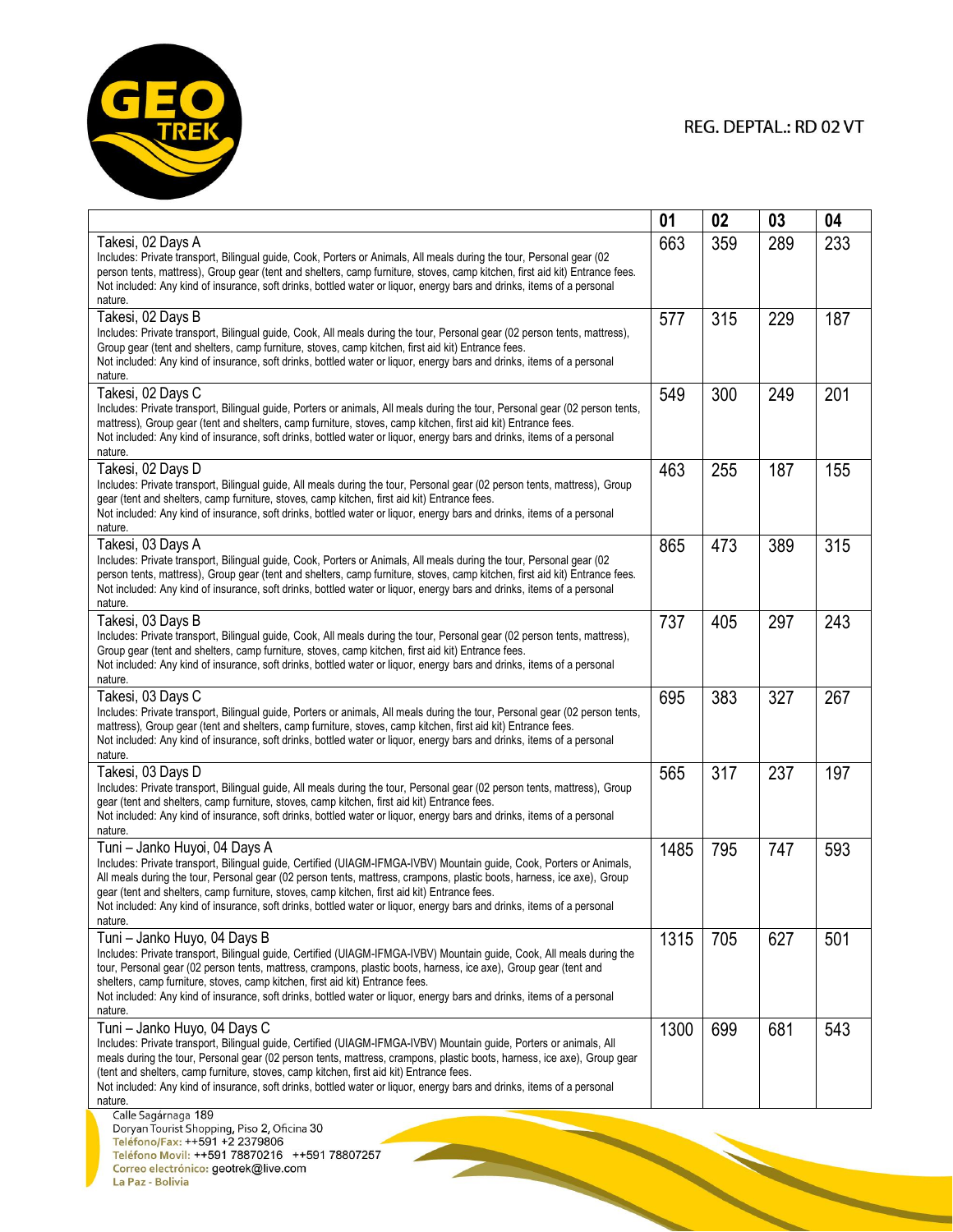REG. DEPTAL.: RD 02 VT

| | 01 | 02 | 03 | 04 |
|---|---|---|---|---|
| Takesi, 02 Days A<br>Includes: Private transport, Bilingual guide, Cook, Porters or Animals, All meals during the tour, Personal gear (02 person tents, mattress), Group gear (tent and shelters, camp furniture, stoves, camp kitchen, first aid kit) Entrance fees.<br>Not included: Any kind of insurance, soft drinks, bottled water or liquor, energy bars and drinks, items of a personal nature. | 663 | 359 | 289 | 233 |
| Takesi, 02 Days B<br>Includes: Private transport, Bilingual guide, Cook, All meals during the tour, Personal gear (02 person tents, mattress), Group gear (tent and shelters, camp furniture, stoves, camp kitchen, first aid kit) Entrance fees.<br>Not included: Any kind of insurance, soft drinks, bottled water or liquor, energy bars and drinks, items of a personal nature. | 577 | 315 | 229 | 187 |
| Takesi, 02 Days C<br>Includes: Private transport, Bilingual guide, Porters or animals, All meals during the tour, Personal gear (02 person tents, mattress), Group gear (tent and shelters, camp furniture, stoves, camp kitchen, first aid kit) Entrance fees.<br>Not included: Any kind of insurance, soft drinks, bottled water or liquor, energy bars and drinks, items of a personal nature. | 549 | 300 | 249 | 201 |
| Takesi, 02 Days D<br>Includes: Private transport, Bilingual guide, All meals during the tour, Personal gear (02 person tents, mattress), Group gear (tent and shelters, camp furniture, stoves, camp kitchen, first aid kit) Entrance fees.<br>Not included: Any kind of insurance, soft drinks, bottled water or liquor, energy bars and drinks, items of a personal nature. | 463 | 255 | 187 | 155 |
| Takesi, 03 Days A<br>Includes: Private transport, Bilingual guide, Cook, Porters or Animals, All meals during the tour, Personal gear (02 person tents, mattress), Group gear (tent and shelters, camp furniture, stoves, camp kitchen, first aid kit) Entrance fees.<br>Not included: Any kind of insurance, soft drinks, bottled water or liquor, energy bars and drinks, items of a personal nature. | 865 | 473 | 389 | 315 |
| Takesi, 03 Days B<br>Includes: Private transport, Bilingual guide, Cook, All meals during the tour, Personal gear (02 person tents, mattress), Group gear (tent and shelters, camp furniture, stoves, camp kitchen, first aid kit) Entrance fees.<br>Not included: Any kind of insurance, soft drinks, bottled water or liquor, energy bars and drinks, items of a personal nature. | 737 | 405 | 297 | 243 |
| Takesi, 03 Days C<br>Includes: Private transport, Bilingual guide, Porters or animals, All meals during the tour, Personal gear (02 person tents, mattress), Group gear (tent and shelters, camp furniture, stoves, camp kitchen, first aid kit) Entrance fees.<br>Not included: Any kind of insurance, soft drinks, bottled water or liquor, energy bars and drinks, items of a personal nature. | 695 | 383 | 327 | 267 |
| Takesi, 03 Days D<br>Includes: Private transport, Bilingual guide, All meals during the tour, Personal gear (02 person tents, mattress), Group gear (tent and shelters, camp furniture, stoves, camp kitchen, first aid kit) Entrance fees.<br>Not included: Any kind of insurance, soft drinks, bottled water or liquor, energy bars and drinks, items of a personal nature. | 565 | 317 | 237 | 197 |
| Tuni – Janko Huyoi, 04 Days A<br>Includes: Private transport, Bilingual guide, Certified (UIAGM-IFMGA-IVBV) Mountain guide, Cook, Porters or Animals, All meals during the tour, Personal gear (02 person tents, mattress, crampons, plastic boots, harness, ice axe), Group gear (tent and shelters, camp furniture, stoves, camp kitchen, first aid kit) Entrance fees.<br>Not included: Any kind of insurance, soft drinks, bottled water or liquor, energy bars and drinks, items of a personal nature. | 1485 | 795 | 747 | 593 |
| Tuni – Janko Huyo, 04 Days B<br>Includes: Private transport, Bilingual guide, Certified (UIAGM-IFMGA-IVBV) Mountain guide, Cook, All meals during the tour, Personal gear (02 person tents, mattress, crampons, plastic boots, harness, ice axe), Group gear (tent and shelters, camp furniture, stoves, camp kitchen, first aid kit) Entrance fees.<br>Not included: Any kind of insurance, soft drinks, bottled water or liquor, energy bars and drinks, items of a personal nature. | 1315 | 705 | 627 | 501 |
| Tuni – Janko Huyo, 04 Days C<br>Includes: Private transport, Bilingual guide, Certified (UIAGM-IFMGA-IVBV) Mountain guide, Porters or animals, All meals during the tour, Personal gear (02 person tents, mattress, crampons, plastic boots, harness, ice axe), Group gear (tent and shelters, camp furniture, stoves, camp kitchen, first aid kit) Entrance fees.<br>Not included: Any kind of insurance, soft drinks, bottled water or liquor, energy bars and drinks, items of a personal nature. | 1300 | 699 | 681 | 543 |

Calle Sagárnaga 189
Doryan Tourist Shopping, Piso 2, Oficina 30
Teléfono/Fax: ++591 +2 2379806
Teléfono Movil: ++591 78870216 ++591 78807257
Correo electrónico: geotrek@live.com
La Paz - Bolivia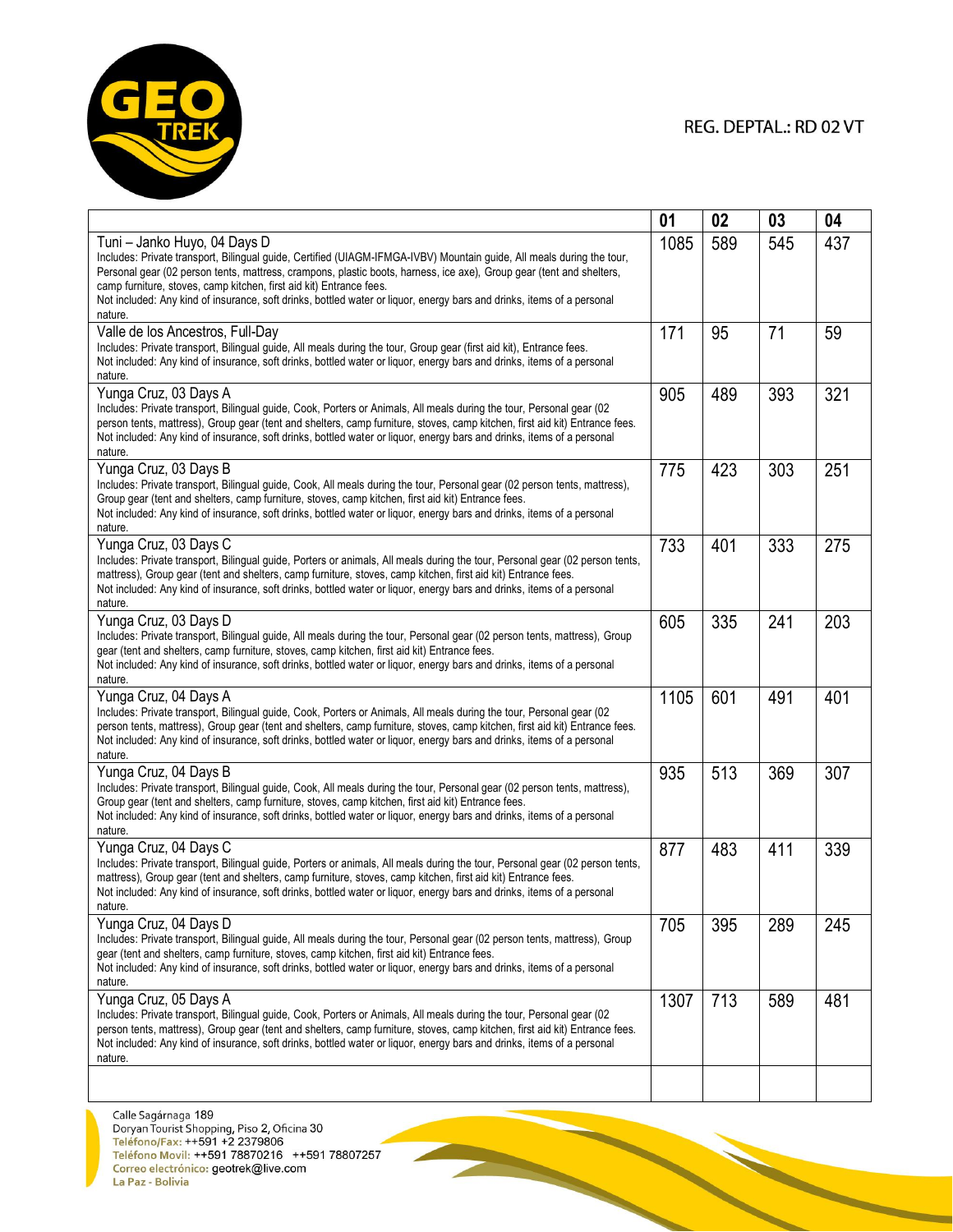REG. DEPTAL.: RD 02 VT

| | 01 | 02 | 03 | 04 |
|---|---|---|---|---|
| Tuni – Janko Huyo, 04 Days D<br>Includes: Private transport, Bilingual guide, Certified (UIAGM-IFMGA-IVBV) Mountain guide, All meals during the tour, Personal gear (02 person tents, mattress, crampons, plastic boots, harness, ice axe), Group gear (tent and shelters, camp furniture, stoves, camp kitchen, first aid kit) Entrance fees.<br>Not included: Any kind of insurance, soft drinks, bottled water or liquor, energy bars and drinks, items of a personal nature. | 1085 | 589 | 545 | 437 |
| Valle de los Ancestros, Full-Day<br>Includes: Private transport, Bilingual guide, All meals during the tour, Group gear (first aid kit), Entrance fees.<br>Not included: Any kind of insurance, soft drinks, bottled water or liquor, energy bars and drinks, items of a personal nature. | 171 | 95 | 71 | 59 |
| Yunga Cruz, 03 Days A<br>Includes: Private transport, Bilingual guide, Cook, Porters or Animals, All meals during the tour, Personal gear (02 person tents, mattress), Group gear (tent and shelters, camp furniture, stoves, camp kitchen, first aid kit) Entrance fees.<br>Not included: Any kind of insurance, soft drinks, bottled water or liquor, energy bars and drinks, items of a personal nature. | 905 | 489 | 393 | 321 |
| Yunga Cruz, 03 Days B<br>Includes: Private transport, Bilingual guide, Cook, All meals during the tour, Personal gear (02 person tents, mattress), Group gear (tent and shelters, camp furniture, stoves, camp kitchen, first aid kit) Entrance fees.<br>Not included: Any kind of insurance, soft drinks, bottled water or liquor, energy bars and drinks, items of a personal nature. | 775 | 423 | 303 | 251 |
| Yunga Cruz, 03 Days C<br>Includes: Private transport, Bilingual guide, Porters or animals, All meals during the tour, Personal gear (02 person tents, mattress), Group gear (tent and shelters, camp furniture, stoves, camp kitchen, first aid kit) Entrance fees.<br>Not included: Any kind of insurance, soft drinks, bottled water or liquor, energy bars and drinks, items of a personal nature. | 733 | 401 | 333 | 275 |
| Yunga Cruz, 03 Days D<br>Includes: Private transport, Bilingual guide, All meals during the tour, Personal gear (02 person tents, mattress), Group gear (tent and shelters, camp furniture, stoves, camp kitchen, first aid kit) Entrance fees.<br>Not included: Any kind of insurance, soft drinks, bottled water or liquor, energy bars and drinks, items of a personal nature. | 605 | 335 | 241 | 203 |
| Yunga Cruz, 04 Days A<br>Includes: Private transport, Bilingual guide, Cook, Porters or Animals, All meals during the tour, Personal gear (02 person tents, mattress), Group gear (tent and shelters, camp furniture, stoves, camp kitchen, first aid kit) Entrance fees.<br>Not included: Any kind of insurance, soft drinks, bottled water or liquor, energy bars and drinks, items of a personal nature. | 1105 | 601 | 491 | 401 |
| Yunga Cruz, 04 Days B<br>Includes: Private transport, Bilingual guide, Cook, All meals during the tour, Personal gear (02 person tents, mattress), Group gear (tent and shelters, camp furniture, stoves, camp kitchen, first aid kit) Entrance fees.<br>Not included: Any kind of insurance, soft drinks, bottled water or liquor, energy bars and drinks, items of a personal nature. | 935 | 513 | 369 | 307 |
| Yunga Cruz, 04 Days C<br>Includes: Private transport, Bilingual guide, Porters or animals, All meals during the tour, Personal gear (02 person tents, mattress), Group gear (tent and shelters, camp furniture, stoves, camp kitchen, first aid kit) Entrance fees.<br>Not included: Any kind of insurance, soft drinks, bottled water or liquor, energy bars and drinks, items of a personal nature. | 877 | 483 | 411 | 339 |
| Yunga Cruz, 04 Days D<br>Includes: Private transport, Bilingual guide, All meals during the tour, Personal gear (02 person tents, mattress), Group gear (tent and shelters, camp furniture, stoves, camp kitchen, first aid kit) Entrance fees.<br>Not included: Any kind of insurance, soft drinks, bottled water or liquor, energy bars and drinks, items of a personal nature. | 705 | 395 | 289 | 245 |
| Yunga Cruz, 05 Days A<br>Includes: Private transport, Bilingual guide, Cook, Porters or Animals, All meals during the tour, Personal gear (02 person tents, mattress), Group gear (tent and shelters, camp furniture, stoves, camp kitchen, first aid kit) Entrance fees.<br>Not included: Any kind of insurance, soft drinks, bottled water or liquor, energy bars and drinks, items of a personal nature. | 1307 | 713 | 589 | 481 |
| | | | | |

Calle Sagárnaga 189
Doryan Tourist Shopping, Piso 2, Oficina 30
Teléfono/Fax: ++591 +2 2379806
Teléfono Movil: ++591 78870216 ++591 78807257
Correo electrónico: geotrek@live.com
La Paz - Bolivia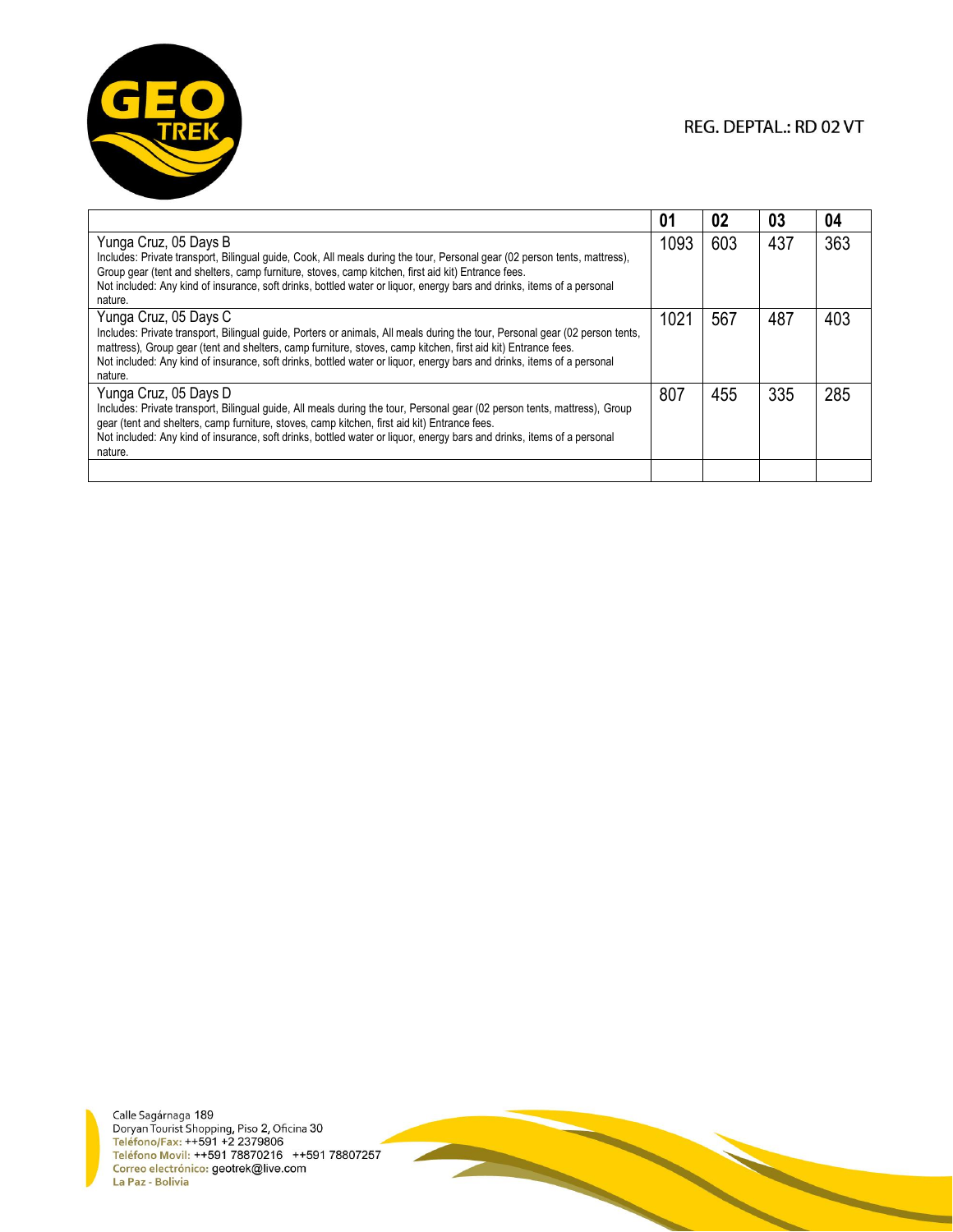REG. DEPTAL.: RD 02 VT

| | 01 | 02 | 03 | 04 |
|---|---|---|---|---|
| Yunga Cruz, 05 Days B<br>Includes: Private transport, Bilingual guide, Cook, All meals during the tour, Personal gear (02 person tents, mattress), Group gear (tent and shelters, camp furniture, stoves, camp kitchen, first aid kit) Entrance fees.<br>Not included: Any kind of insurance, soft drinks, bottled water or liquor, energy bars and drinks, items of a personal nature. | 1093 | 603 | 437 | 363 |
| Yunga Cruz, 05 Days C<br>Includes: Private transport, Bilingual guide, Porters or animals, All meals during the tour, Personal gear (02 person tents, mattress), Group gear (tent and shelters, camp furniture, stoves, camp kitchen, first aid kit) Entrance fees.<br>Not included: Any kind of insurance, soft drinks, bottled water or liquor, energy bars and drinks, items of a personal nature. | 1021 | 567 | 487 | 403 |
| Yunga Cruz, 05 Days D<br>Includes: Private transport, Bilingual guide, All meals during the tour, Personal gear (02 person tents, mattress), Group gear (tent and shelters, camp furniture, stoves, camp kitchen, first aid kit) Entrance fees.<br>Not included: Any kind of insurance, soft drinks, bottled water or liquor, energy bars and drinks, items of a personal nature. | 807 | 455 | 335 | 285 |
| | | | | |

Calle Sagárnaga 189
Doryan Tourist Shopping, Piso 2, Oficina 30
Teléfono/Fax: ++591 +2 2379806
Teléfono Movil: ++591 78870216 ++591 78807257
Correo electrónico: geotrek@live.com
La Paz - Bolivia